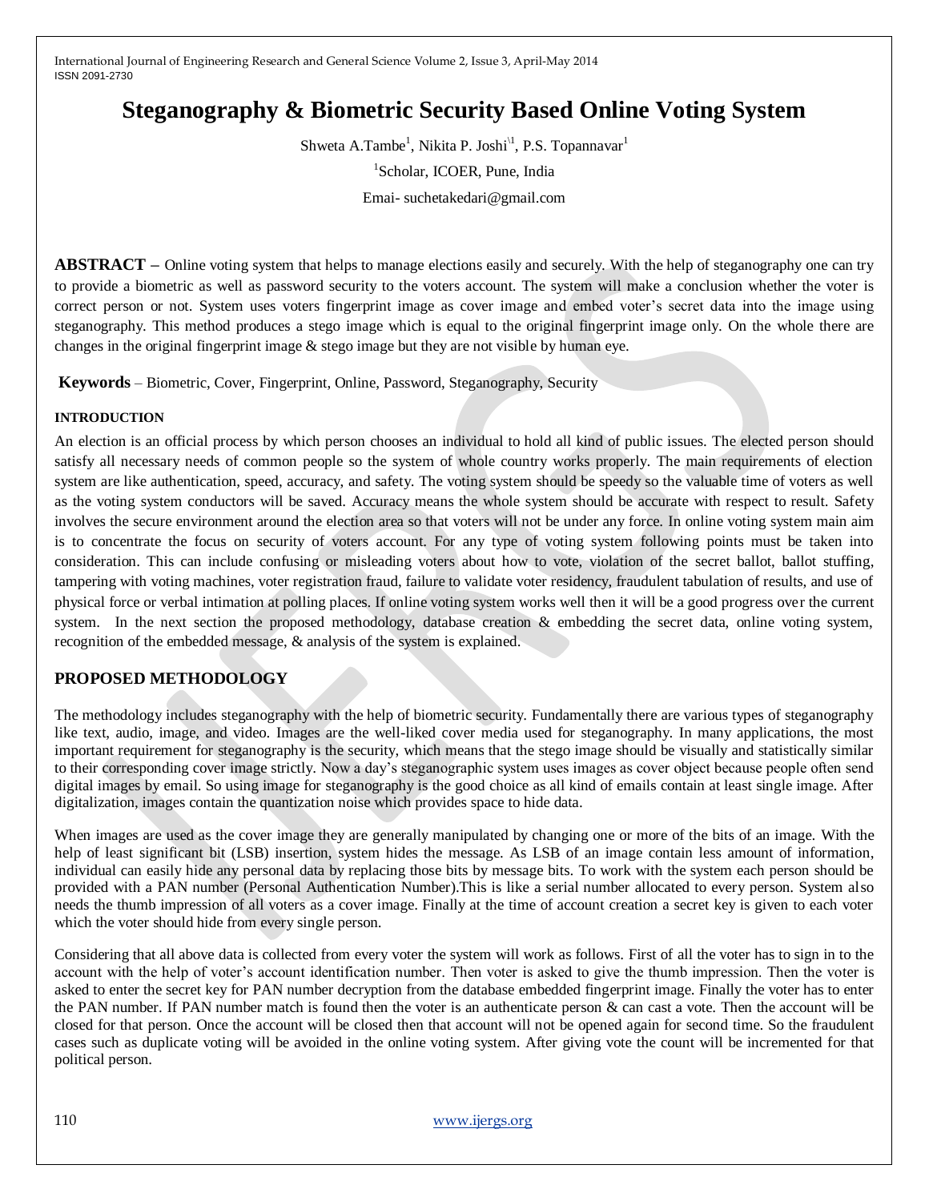# Steganography & Biometric Security Based Online Voting System

Shweta A.Tambe[1], Nikita P. Joshi[1], P.S. Topannavar[1]

[1]Scholar, ICOER, Pune, India

Emai- suchetakedari@gmail.com

**ABSTRACT –** Online voting system that helps to manage elections easily and securely. With the help of steganography one can try to provide a biometric as well as password security to the voters account. The system will make a conclusion whether the voter is correct person or not. System uses voters fingerprint image as cover image and embed voter's secret data into the image using steganography. This method produces a stego image which is equal to the original fingerprint image only. On the whole there are changes in the original fingerprint image & stego image but they are not visible by human eye.

**Keywords** – Biometric, Cover, Fingerprint, Online, Password, Steganography, Security

## INTRODUCTION

An election is an official process by which person chooses an individual to hold all kind of public issues. The elected person should satisfy all necessary needs of common people so the system of whole country works properly. The main requirements of election system are like authentication, speed, accuracy, and safety. The voting system should be speedy so the valuable time of voters as well as the voting system conductors will be saved. Accuracy means the whole system should be accurate with respect to result. Safety involves the secure environment around the election area so that voters will not be under any force. In online voting system main aim is to concentrate the focus on security of voters account. For any type of voting system following points must be taken into consideration. This can include confusing or misleading voters about how to vote, violation of the secret ballot, ballot stuffing, tampering with voting machines, voter registration fraud, failure to validate voter residency, fraudulent tabulation of results, and use of physical force or verbal intimation at polling places. If online voting system works well then it will be a good progress over the current system. In the next section the proposed methodology, database creation & embedding the secret data, online voting system, recognition of the embedded message, & analysis of the system is explained.

## PROPOSED METHODOLOGY

The methodology includes steganography with the help of biometric security. Fundamentally there are various types of steganography like text, audio, image, and video. Images are the well-liked cover media used for steganography. In many applications, the most important requirement for steganography is the security, which means that the stego image should be visually and statistically similar to their corresponding cover image strictly. Now a day's steganographic system uses images as cover object because people often send digital images by email. So using image for steganography is the good choice as all kind of emails contain at least single image. After digitalization, images contain the quantization noise which provides space to hide data.

When images are used as the cover image they are generally manipulated by changing one or more of the bits of an image. With the help of least significant bit (LSB) insertion, system hides the message. As LSB of an image contain less amount of information, individual can easily hide any personal data by replacing those bits by message bits. To work with the system each person should be provided with a PAN number (Personal Authentication Number).This is like a serial number allocated to every person. System also needs the thumb impression of all voters as a cover image. Finally at the time of account creation a secret key is given to each voter which the voter should hide from every single person.

Considering that all above data is collected from every voter the system will work as follows. First of all the voter has to sign in to the account with the help of voter's account identification number. Then voter is asked to give the thumb impression. Then the voter is asked to enter the secret key for PAN number decryption from the database embedded fingerprint image. Finally the voter has to enter the PAN number. If PAN number match is found then the voter is an authenticate person & can cast a vote. Then the account will be closed for that person. Once the account will be closed then that account will not be opened again for second time. So the fraudulent cases such as duplicate voting will be avoided in the online voting system. After giving vote the count will be incremented for that political person.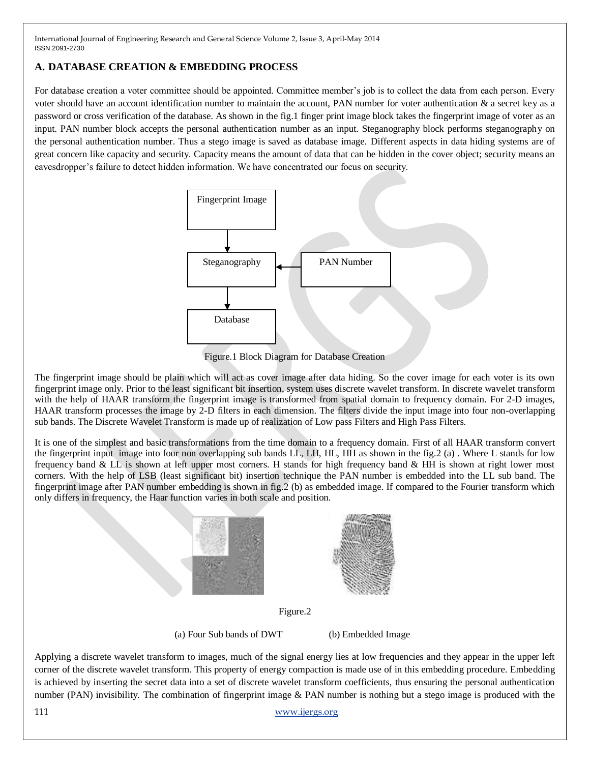## A. DATABASE CREATION & EMBEDDING PROCESS

For database creation a voter committee should be appointed. Committee member's job is to collect the data from each person. Every voter should have an account identification number to maintain the account, PAN number for voter authentication & a secret key as a password or cross verification of the database. As shown in the fig.1 finger print image block takes the fingerprint image of voter as an input. PAN number block accepts the personal authentication number as an input. Steganography block performs steganography on the personal authentication number. Thus a stego image is saved as database image. Different aspects in data hiding systems are of great concern like capacity and security. Capacity means the amount of data that can be hidden in the cover object; security means an eavesdropper's failure to detect hidden information. We have concentrated our focus on security.

Fingerprint Image

Steganography

PAN Number

Database

Figure.1 Block Diagram for Database Creation

The fingerprint image should be plain which will act as cover image after data hiding. So the cover image for each voter is its own fingerprint image only. Prior to the least significant bit insertion, system uses discrete wavelet transform. In discrete wavelet transform with the help of HAAR transform the fingerprint image is transformed from spatial domain to frequency domain. For 2-D images, HAAR transform processes the image by 2-D filters in each dimension. The filters divide the input image into four non-overlapping sub bands. The Discrete Wavelet Transform is made up of realization of Low pass Filters and High Pass Filters.

It is one of the simplest and basic transformations from the time domain to a frequency domain. First of all HAAR transform convert the fingerprint input image into four non overlapping sub bands LL, LH, HL, HH as shown in the fig.2 (a) . Where L stands for low frequency band & LL is shown at left upper most corners. H stands for high frequency band & HH is shown at right lower most corners. With the help of LSB (least significant bit) insertion technique the PAN number is embedded into the LL sub band. The fingerprint image after PAN number embedding is shown in fig.2 (b) as embedded image. If compared to the Fourier transform which only differs in frequency, the Haar function varies in both scale and position.

Figure.2

(a) Four Sub bands of DWT (b) Embedded Image

Applying a discrete wavelet transform to images, much of the signal energy lies at low frequencies and they appear in the upper left corner of the discrete wavelet transform. This property of energy compaction is made use of in this embedding procedure. Embedding is achieved by inserting the secret data into a set of discrete wavelet transform coefficients, thus ensuring the personal authentication number (PAN) invisibility. The combination of fingerprint image & PAN number is nothing but a stego image is produced with the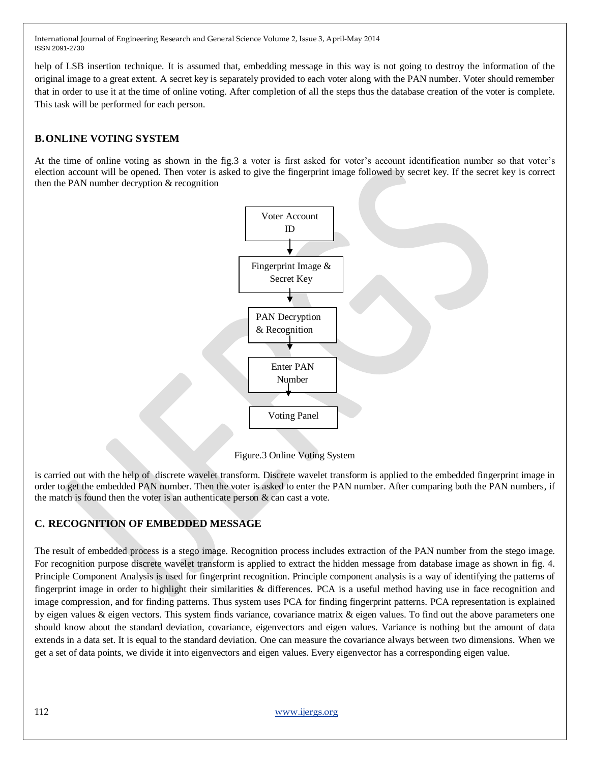help of LSB insertion technique. It is assumed that, embedding message in this way is not going to destroy the information of the original image to a great extent. A secret key is separately provided to each voter along with the PAN number. Voter should remember that in order to use it at the time of online voting. After completion of all the steps thus the database creation of the voter is complete. This task will be performed for each person.

## B. ONLINE VOTING SYSTEM

At the time of online voting as shown in the fig.3 a voter is first asked for voter's account identification number so that voter's election account will be opened. Then voter is asked to give the fingerprint image followed by secret key. If the secret key is correct then the PAN number decryption & recognition

Voter Account ID → Fingerprint Image & Secret Key → PAN Decryption & Recognition → Enter PAN Number → Voting Panel

Figure.3 Online Voting System

is carried out with the help of discrete wavelet transform. Discrete wavelet transform is applied to the embedded fingerprint image in order to get the embedded PAN number. Then the voter is asked to enter the PAN number. After comparing both the PAN numbers, if the match is found then the voter is an authenticate person & can cast a vote.

## C. RECOGNITION OF EMBEDDED MESSAGE

The result of embedded process is a stego image. Recognition process includes extraction of the PAN number from the stego image. For recognition purpose discrete wavelet transform is applied to extract the hidden message from database image as shown in fig. 4. Principle Component Analysis is used for fingerprint recognition. Principle component analysis is a way of identifying the patterns of fingerprint image in order to highlight their similarities & differences. PCA is a useful method having use in face recognition and image compression, and for finding patterns. Thus system uses PCA for finding fingerprint patterns. PCA representation is explained by eigen values & eigen vectors. This system finds variance, covariance matrix & eigen values. To find out the above parameters one should know about the standard deviation, covariance, eigenvectors and eigen values. Variance is nothing but the amount of data extends in a data set. It is equal to the standard deviation. One can measure the covariance always between two dimensions. When we get a set of data points, we divide it into eigenvectors and eigen values. Every eigenvector has a corresponding eigen value.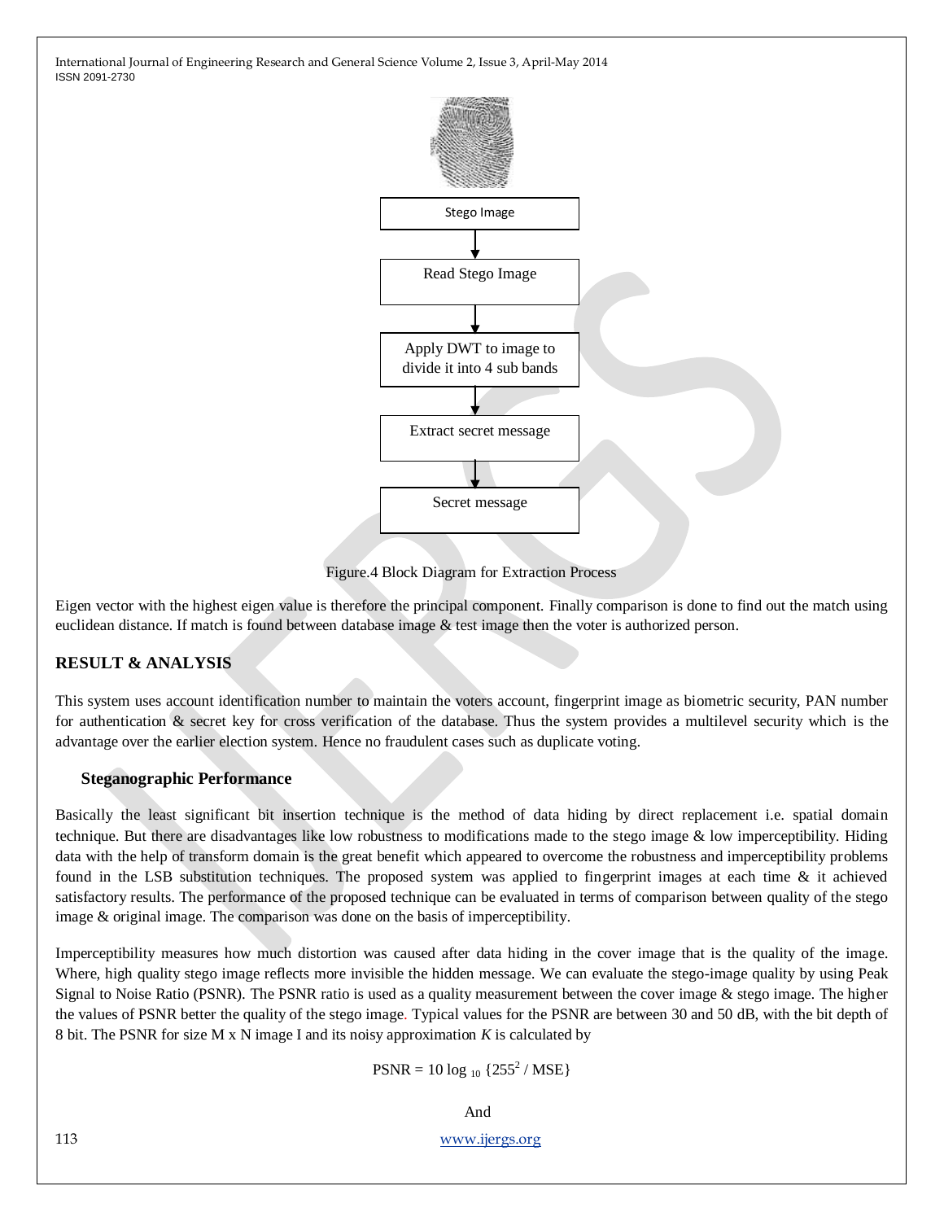Stego Image

Read Stego Image

Apply DWT to image to divide it into 4 sub bands

Extract secret message

Secret message

Figure.4 Block Diagram for Extraction Process

Eigen vector with the highest eigen value is therefore the principal component. Finally comparison is done to find out the match using euclidean distance. If match is found between database image & test image then the voter is authorized person.

## RESULT & ANALYSIS

This system uses account identification number to maintain the voters account, fingerprint image as biometric security, PAN number for authentication & secret key for cross verification of the database. Thus the system provides a multilevel security which is the advantage over the earlier election system. Hence no fraudulent cases such as duplicate voting.

### Steganographic Performance

Basically the least significant bit insertion technique is the method of data hiding by direct replacement i.e. spatial domain technique. But there are disadvantages like low robustness to modifications made to the stego image & low imperceptibility. Hiding data with the help of transform domain is the great benefit which appeared to overcome the robustness and imperceptibility problems found in the LSB substitution techniques. The proposed system was applied to fingerprint images at each time & it achieved satisfactory results. The performance of the proposed technique can be evaluated in terms of comparison between quality of the stego image & original image. The comparison was done on the basis of imperceptibility.

Imperceptibility measures how much distortion was caused after data hiding in the cover image that is the quality of the image. Where, high quality stego image reflects more invisible the hidden message. We can evaluate the stego-image quality by using Peak Signal to Noise Ratio (PSNR). The PSNR ratio is used as a quality measurement between the cover image & stego image. The higher the values of PSNR better the quality of the stego image. Typical values for the PSNR are between 30 and 50 dB, with the bit depth of 8 bit. The PSNR for size M x N image I and its noisy approximation $K$ is calculated by

$$\text{PSNR} = 10 \log_{10} \{255^2 / \text{MSE}\}$$

And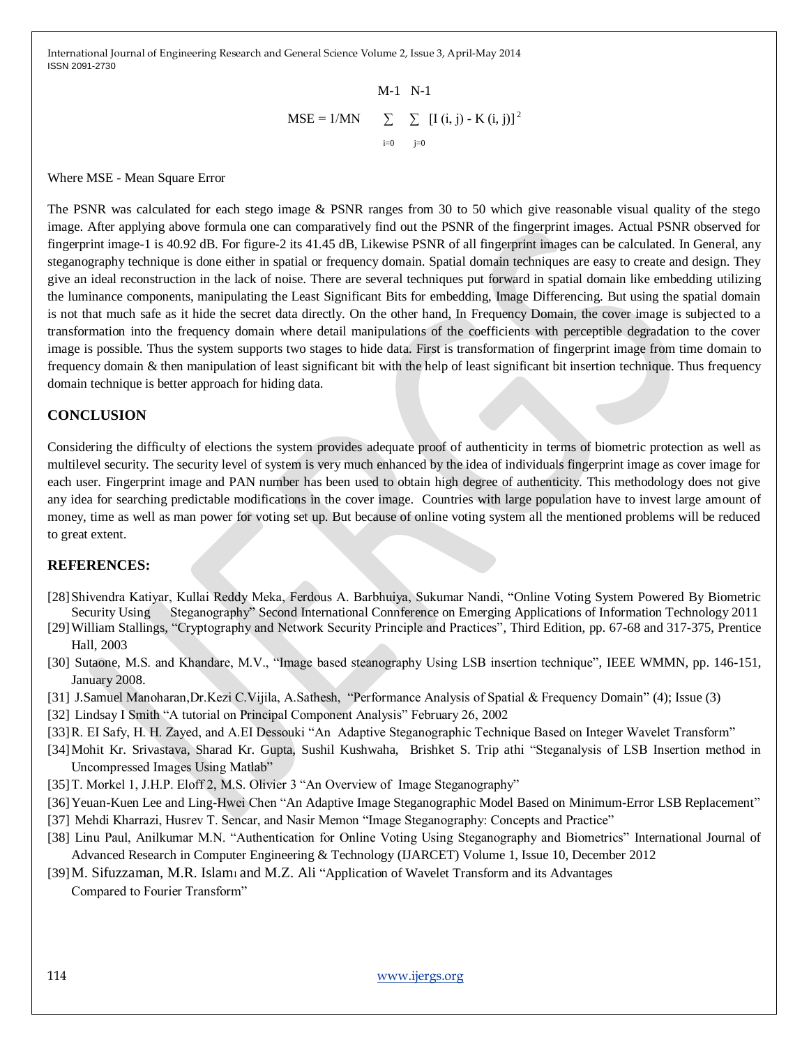$$MSE = 1/MN \sum_{i=0}^{M-1} \sum_{j=0}^{N-1} [I(i, j) - K(i, j)]^2$$

Where MSE - Mean Square Error

The PSNR was calculated for each stego image & PSNR ranges from 30 to 50 which give reasonable visual quality of the stego image. After applying above formula one can comparatively find out the PSNR of the fingerprint images. Actual PSNR observed for fingerprint image-1 is 40.92 dB. For figure-2 its 41.45 dB, Likewise PSNR of all fingerprint images can be calculated. In General, any steganography technique is done either in spatial or frequency domain. Spatial domain techniques are easy to create and design. They give an ideal reconstruction in the lack of noise. There are several techniques put forward in spatial domain like embedding utilizing the luminance components, manipulating the Least Significant Bits for embedding, Image Differencing. But using the spatial domain is not that much safe as it hide the secret data directly. On the other hand, In Frequency Domain, the cover image is subjected to a transformation into the frequency domain where detail manipulations of the coefficients with perceptible degradation to the cover image is possible. Thus the system supports two stages to hide data. First is transformation of fingerprint image from time domain to frequency domain & then manipulation of least significant bit with the help of least significant bit insertion technique. Thus frequency domain technique is better approach for hiding data.

## CONCLUSION

Considering the difficulty of elections the system provides adequate proof of authenticity in terms of biometric protection as well as multilevel security. The security level of system is very much enhanced by the idea of individuals fingerprint image as cover image for each user. Fingerprint image and PAN number has been used to obtain high degree of authenticity. This methodology does not give any idea for searching predictable modifications in the cover image. Countries with large population have to invest large amount of money, time as well as man power for voting set up. But because of online voting system all the mentioned problems will be reduced to great extent.

## REFERENCES:

[28] Shivendra Katiyar, Kullai Reddy Meka, Ferdous A. Barbhuiya, Sukumar Nandi, "Online Voting System Powered By Biometric Security Using Steganography" Second International Connference on Emerging Applications of Information Technology 2011

[29] William Stallings, "Cryptography and Network Security Principle and Practices", Third Edition, pp. 67-68 and 317-375, Prentice Hall, 2003

[30] Sutaone, M.S. and Khandare, M.V., "Image based steanography Using LSB insertion technique", IEEE WMMN, pp. 146-151, January 2008.

[31] J.Samuel Manoharan,Dr.Kezi C.Vijila, A.Sathesh, "Performance Analysis of Spatial & Frequency Domain" (4); Issue (3)

[32] Lindsay I Smith "A tutorial on Principal Component Analysis" February 26, 2002

[33] R. EI Safy, H. H. Zayed, and A.EI Dessouki "An Adaptive Steganographic Technique Based on Integer Wavelet Transform"

[34] Mohit Kr. Srivastava, Sharad Kr. Gupta, Sushil Kushwaha, Brishket S. Trip athi "Steganalysis of LSB Insertion method in Uncompressed Images Using Matlab"

[35] T. Morkel 1, J.H.P. Eloff 2, M.S. Olivier 3 "An Overview of Image Steganography"

[36] Yeuan-Kuen Lee and Ling-Hwei Chen "An Adaptive Image Steganographic Model Based on Minimum-Error LSB Replacement"

[37] Mehdi Kharrazi, Husrev T. Sencar, and Nasir Memon "Image Steganography: Concepts and Practice"

[38] Linu Paul, Anilkumar M.N. "Authentication for Online Voting Using Steganography and Biometrics" International Journal of Advanced Research in Computer Engineering & Technology (IJARCET) Volume 1, Issue 10, December 2012

[39] M. Sifuzzaman, M.R. Islam1 and M.Z. Ali "Application of Wavelet Transform and its Advantages Compared to Fourier Transform"